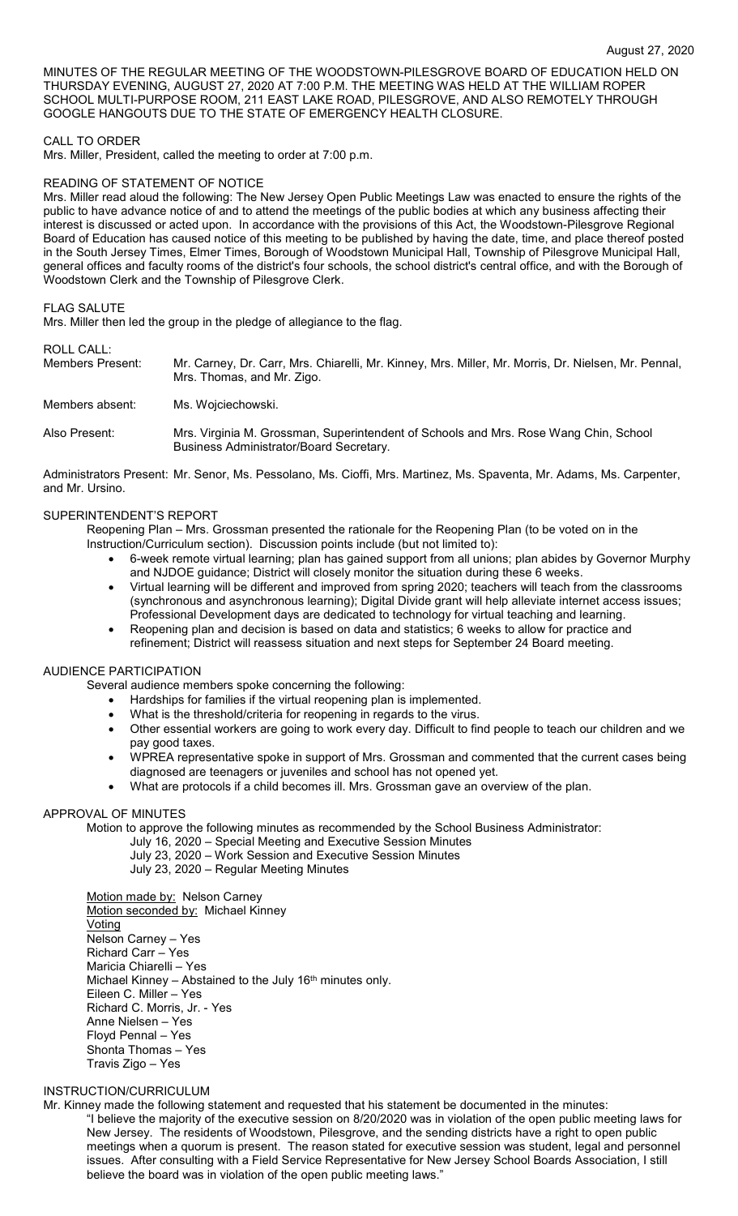August 27, 2020

MINUTES OF THE REGULAR MEETING OF THE WOODSTOWN-PILESGROVE BOARD OF EDUCATION HELD ON THURSDAY EVENING, AUGUST 27, 2020 AT 7:00 P.M. THE MEETING WAS HELD AT THE WILLIAM ROPER SCHOOL MULTI-PURPOSE ROOM, 211 EAST LAKE ROAD, PILESGROVE, AND ALSO REMOTELY THROUGH GOOGLE HANGOUTS DUE TO THE STATE OF EMERGENCY HEALTH CLOSURE.

## CALL TO ORDER

Mrs. Miller, President, called the meeting to order at 7:00 p.m.

## READING OF STATEMENT OF NOTICE

Mrs. Miller read aloud the following: The New Jersey Open Public Meetings Law was enacted to ensure the rights of the public to have advance notice of and to attend the meetings of the public bodies at which any business affecting their interest is discussed or acted upon. In accordance with the provisions of this Act, the Woodstown-Pilesgrove Regional Board of Education has caused notice of this meeting to be published by having the date, time, and place thereof posted in the South Jersey Times, Elmer Times, Borough of Woodstown Municipal Hall, Township of Pilesgrove Municipal Hall, general offices and faculty rooms of the district's four schools, the school district's central office, and with the Borough of Woodstown Clerk and the Township of Pilesgrove Clerk.

## FLAG SALUTE

Mrs. Miller then led the group in the pledge of allegiance to the flag.

## ROLL CALL:

Members Present: Mr. Carney, Dr. Carr, Mrs. Chiarelli, Mr. Kinney, Mrs. Miller, Mr. Morris, Dr. Nielsen, Mr. Pennal, Mrs. Thomas, and Mr. Zigo.

Members absent: Ms. Wojciechowski.

Also Present: Mrs. Virginia M. Grossman, Superintendent of Schools and Mrs. Rose Wang Chin, School Business Administrator/Board Secretary.

Administrators Present: Mr. Senor, Ms. Pessolano, Ms. Cioffi, Mrs. Martinez, Ms. Spaventa, Mr. Adams, Ms. Carpenter, and Mr. Ursino.

## SUPERINTENDENT'S REPORT

Reopening Plan – Mrs. Grossman presented the rationale for the Reopening Plan (to be voted on in the Instruction/Curriculum section). Discussion points include (but not limited to):

- 6-week remote virtual learning; plan has gained support from all unions; plan abides by Governor Murphy and NJDOE guidance; District will closely monitor the situation during these 6 weeks.
- Virtual learning will be different and improved from spring 2020; teachers will teach from the classrooms (synchronous and asynchronous learning); Digital Divide grant will help alleviate internet access issues; Professional Development days are dedicated to technology for virtual teaching and learning.
- Reopening plan and decision is based on data and statistics; 6 weeks to allow for practice and refinement; District will reassess situation and next steps for September 24 Board meeting.

## AUDIENCE PARTICIPATION

Several audience members spoke concerning the following:

- Hardships for families if the virtual reopening plan is implemented.
- What is the threshold/criteria for reopening in regards to the virus.
- Other essential workers are going to work every day. Difficult to find people to teach our children and we pay good taxes.
- WPREA representative spoke in support of Mrs. Grossman and commented that the current cases being diagnosed are teenagers or juveniles and school has not opened yet.
- What are protocols if a child becomes ill. Mrs. Grossman gave an overview of the plan.

## APPROVAL OF MINUTES

Motion to approve the following minutes as recommended by the School Business Administrator:

July 16, 2020 – Special Meeting and Executive Session Minutes
July 23, 2020 – Work Session and Executive Session Minutes
July 23, 2020 – Regular Meeting Minutes

Motion made by: Nelson Carney
Motion seconded by: Michael Kinney
Voting
Nelson Carney – Yes
Richard Carr – Yes
Maricia Chiarelli – Yes
Michael Kinney – Abstained to the July 16th minutes only.
Eileen C. Miller – Yes
Richard C. Morris, Jr. - Yes
Anne Nielsen – Yes
Floyd Pennal – Yes
Shonta Thomas – Yes
Travis Zigo – Yes

## INSTRUCTION/CURRICULUM

Mr. Kinney made the following statement and requested that his statement be documented in the minutes:

"I believe the majority of the executive session on 8/20/2020 was in violation of the open public meeting laws for New Jersey. The residents of Woodstown, Pilesgrove, and the sending districts have a right to open public meetings when a quorum is present. The reason stated for executive session was student, legal and personnel issues. After consulting with a Field Service Representative for New Jersey School Boards Association, I still believe the board was in violation of the open public meeting laws."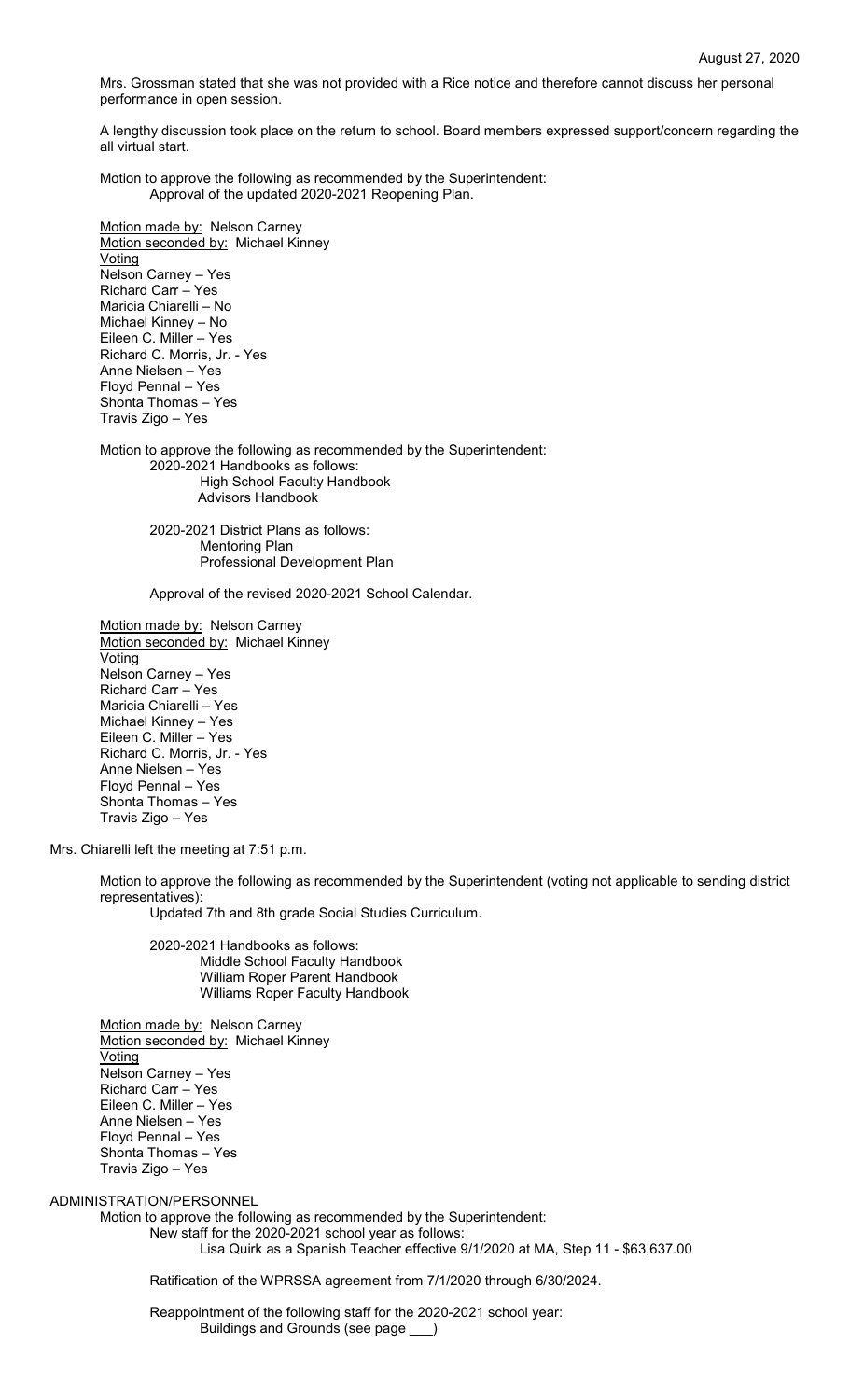Mrs. Grossman stated that she was not provided with a Rice notice and therefore cannot discuss her personal performance in open session.

A lengthy discussion took place on the return to school. Board members expressed support/concern regarding the all virtual start.

Motion to approve the following as recommended by the Superintendent:
Approval of the updated 2020-2021 Reopening Plan.

Motion made by: Nelson Carney
Motion seconded by: Michael Kinney
Voting
Nelson Carney – Yes
Richard Carr – Yes
Maricia Chiarelli – No
Michael Kinney – No
Eileen C. Miller – Yes
Richard C. Morris, Jr. - Yes
Anne Nielsen – Yes
Floyd Pennal – Yes
Shonta Thomas – Yes
Travis Zigo – Yes

Motion to approve the following as recommended by the Superintendent:
2020-2021 Handbooks as follows:
High School Faculty Handbook
Advisors Handbook

2020-2021 District Plans as follows:
Mentoring Plan
Professional Development Plan

Approval of the revised 2020-2021 School Calendar.

Motion made by: Nelson Carney
Motion seconded by: Michael Kinney
Voting
Nelson Carney – Yes
Richard Carr – Yes
Maricia Chiarelli – Yes
Michael Kinney – Yes
Eileen C. Miller – Yes
Richard C. Morris, Jr. - Yes
Anne Nielsen – Yes
Floyd Pennal – Yes
Shonta Thomas – Yes
Travis Zigo – Yes

Mrs. Chiarelli left the meeting at 7:51 p.m.

Motion to approve the following as recommended by the Superintendent (voting not applicable to sending district representatives):
Updated 7th and 8th grade Social Studies Curriculum.

2020-2021 Handbooks as follows:
Middle School Faculty Handbook
William Roper Parent Handbook
Williams Roper Faculty Handbook

Motion made by: Nelson Carney
Motion seconded by: Michael Kinney
Voting
Nelson Carney – Yes
Richard Carr – Yes
Eileen C. Miller – Yes
Anne Nielsen – Yes
Floyd Pennal – Yes
Shonta Thomas – Yes
Travis Zigo – Yes

ADMINISTRATION/PERSONNEL

Motion to approve the following as recommended by the Superintendent:
New staff for the 2020-2021 school year as follows:
Lisa Quirk as a Spanish Teacher effective 9/1/2020 at MA, Step 11 - $63,637.00

Ratification of the WPRSSA agreement from 7/1/2020 through 6/30/2024.

Reappointment of the following staff for the 2020-2021 school year:
Buildings and Grounds (see page ___)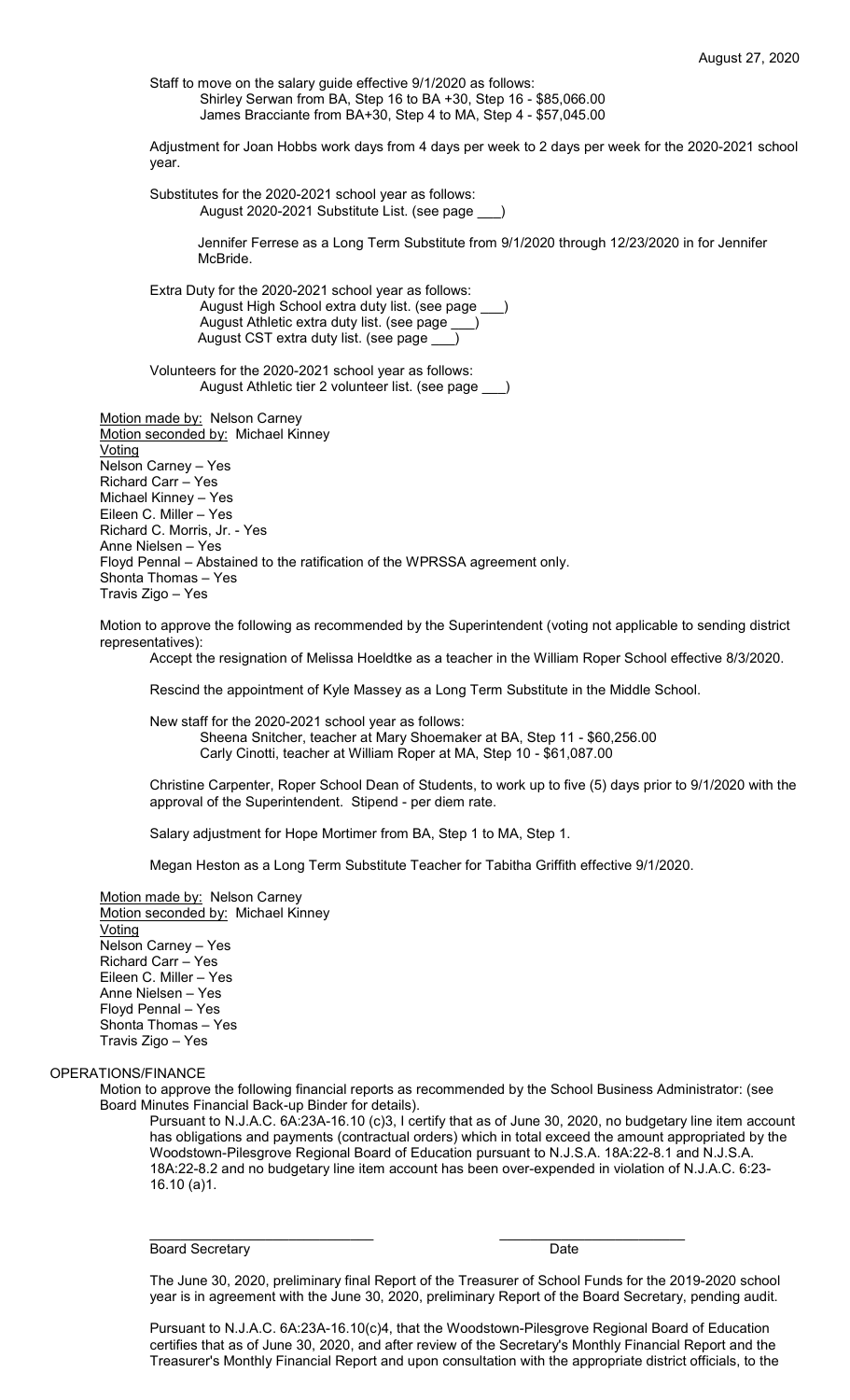Staff to move on the salary guide effective 9/1/2020 as follows:
- Shirley Serwan from BA, Step 16 to BA +30, Step 16 - $85,066.00
- James Bracciante from BA+30, Step 4 to MA, Step 4 - $57,045.00

Adjustment for Joan Hobbs work days from 4 days per week to 2 days per week for the 2020-2021 school year.

Substitutes for the 2020-2021 school year as follows:
- August 2020-2021 Substitute List. (see page ___)
- Jennifer Ferrese as a Long Term Substitute from 9/1/2020 through 12/23/2020 in for Jennifer McBride.

Extra Duty for the 2020-2021 school year as follows:
- August High School extra duty list. (see page ___)
- August Athletic extra duty list. (see page ___)
- August CST extra duty list. (see page ___)

Volunteers for the 2020-2021 school year as follows:
- August Athletic tier 2 volunteer list. (see page ___)

Motion made by: Nelson Carney
Motion seconded by: Michael Kinney
Voting
Nelson Carney – Yes
Richard Carr – Yes
Michael Kinney – Yes
Eileen C. Miller – Yes
Richard C. Morris, Jr. - Yes
Anne Nielsen – Yes
Floyd Pennal – Abstained to the ratification of the WPRSSA agreement only.
Shonta Thomas – Yes
Travis Zigo – Yes

Motion to approve the following as recommended by the Superintendent (voting not applicable to sending district representatives):

Accept the resignation of Melissa Hoeldtke as a teacher in the William Roper School effective 8/3/2020.

Rescind the appointment of Kyle Massey as a Long Term Substitute in the Middle School.

New staff for the 2020-2021 school year as follows:
- Sheena Snitcher, teacher at Mary Shoemaker at BA, Step 11 - $60,256.00
- Carly Cinotti, teacher at William Roper at MA, Step 10 - $61,087.00

Christine Carpenter, Roper School Dean of Students, to work up to five (5) days prior to 9/1/2020 with the approval of the Superintendent. Stipend - per diem rate.

Salary adjustment for Hope Mortimer from BA, Step 1 to MA, Step 1.

Megan Heston as a Long Term Substitute Teacher for Tabitha Griffith effective 9/1/2020.

Motion made by: Nelson Carney
Motion seconded by: Michael Kinney
Voting
Nelson Carney – Yes
Richard Carr – Yes
Eileen C. Miller – Yes
Anne Nielsen – Yes
Floyd Pennal – Yes
Shonta Thomas – Yes
Travis Zigo – Yes

OPERATIONS/FINANCE

Motion to approve the following financial reports as recommended by the School Business Administrator: (see Board Minutes Financial Back-up Binder for details).

Pursuant to N.J.A.C. 6A:23A-16.10 (c)3, I certify that as of June 30, 2020, no budgetary line item account has obligations and payments (contractual orders) which in total exceed the amount appropriated by the Woodstown-Pilesgrove Regional Board of Education pursuant to N.J.S.A. 18A:22-8.1 and N.J.S.A. 18A:22-8.2 and no budgetary line item account has been over-expended in violation of N.J.A.C. 6:23-16.10 (a)1.

\_\_\_\_\_\_\_\_\_\_\_\_\_\_\_\_\_\_\_\_\_\_\_\_\_\_\_\_\_\_ \_\_\_\_\_\_\_\_\_\_\_\_\_\_\_\_\_\_\_\_\_\_\_\_\_\_
Board Secretary Date

The June 30, 2020, preliminary final Report of the Treasurer of School Funds for the 2019-2020 school year is in agreement with the June 30, 2020, preliminary Report of the Board Secretary, pending audit.

Pursuant to N.J.A.C. 6A:23A-16.10(c)4, that the Woodstown-Pilesgrove Regional Board of Education certifies that as of June 30, 2020, and after review of the Secretary's Monthly Financial Report and the Treasurer's Monthly Financial Report and upon consultation with the appropriate district officials, to the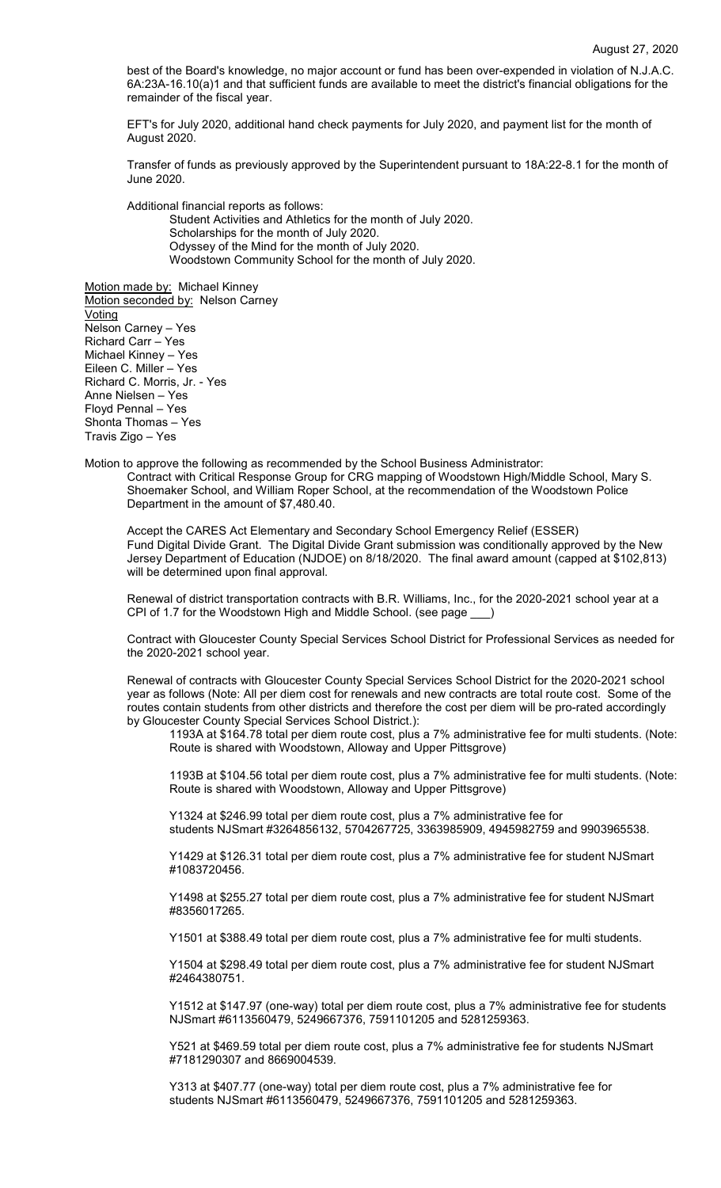best of the Board's knowledge, no major account or fund has been over-expended in violation of N.J.A.C. 6A:23A-16.10(a)1 and that sufficient funds are available to meet the district's financial obligations for the remainder of the fiscal year.

EFT's for July 2020, additional hand check payments for July 2020, and payment list for the month of August 2020.

Transfer of funds as previously approved by the Superintendent pursuant to 18A:22-8.1 for the month of June 2020.

Additional financial reports as follows:

Student Activities and Athletics for the month of July 2020.
Scholarships for the month of July 2020.
Odyssey of the Mind for the month of July 2020.
Woodstown Community School for the month of July 2020.

Motion made by: Michael Kinney
Motion seconded by: Nelson Carney
Voting
Nelson Carney – Yes
Richard Carr – Yes
Michael Kinney – Yes
Eileen C. Miller – Yes
Richard C. Morris, Jr. - Yes
Anne Nielsen – Yes
Floyd Pennal – Yes
Shonta Thomas – Yes
Travis Zigo – Yes

Motion to approve the following as recommended by the School Business Administrator:

Contract with Critical Response Group for CRG mapping of Woodstown High/Middle School, Mary S. Shoemaker School, and William Roper School, at the recommendation of the Woodstown Police Department in the amount of $7,480.40.

Accept the CARES Act Elementary and Secondary School Emergency Relief (ESSER) Fund Digital Divide Grant. The Digital Divide Grant submission was conditionally approved by the New Jersey Department of Education (NJDOE) on 8/18/2020. The final award amount (capped at $102,813) will be determined upon final approval.

Renewal of district transportation contracts with B.R. Williams, Inc., for the 2020-2021 school year at a CPI of 1.7 for the Woodstown High and Middle School. (see page ___)

Contract with Gloucester County Special Services School District for Professional Services as needed for the 2020-2021 school year.

Renewal of contracts with Gloucester County Special Services School District for the 2020-2021 school year as follows (Note: All per diem cost for renewals and new contracts are total route cost. Some of the routes contain students from other districts and therefore the cost per diem will be pro-rated accordingly by Gloucester County Special Services School District.):

1193A at $164.78 total per diem route cost, plus a 7% administrative fee for multi students. (Note: Route is shared with Woodstown, Alloway and Upper Pittsgrove)

1193B at $104.56 total per diem route cost, plus a 7% administrative fee for multi students. (Note: Route is shared with Woodstown, Alloway and Upper Pittsgrove)

Y1324 at $246.99 total per diem route cost, plus a 7% administrative fee for students NJSmart #3264856132, 5704267725, 3363985909, 4945982759 and 9903965538.

Y1429 at $126.31 total per diem route cost, plus a 7% administrative fee for student NJSmart #1083720456.

Y1498 at $255.27 total per diem route cost, plus a 7% administrative fee for student NJSmart #8356017265.

Y1501 at $388.49 total per diem route cost, plus a 7% administrative fee for multi students.

Y1504 at $298.49 total per diem route cost, plus a 7% administrative fee for student NJSmart #2464380751.

Y1512 at $147.97 (one-way) total per diem route cost, plus a 7% administrative fee for students NJSmart #6113560479, 5249667376, 7591101205 and 5281259363.

Y521 at $469.59 total per diem route cost, plus a 7% administrative fee for students NJSmart #7181290307 and 8669004539.

Y313 at $407.77 (one-way) total per diem route cost, plus a 7% administrative fee for students NJSmart #6113560479, 5249667376, 7591101205 and 5281259363.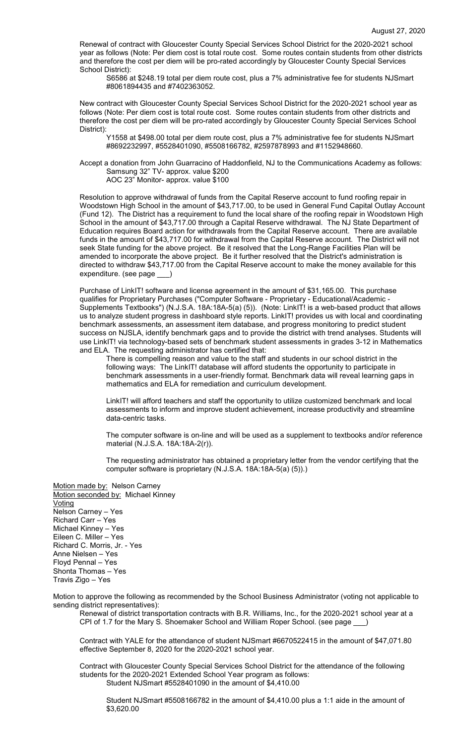Renewal of contract with Gloucester County Special Services School District for the 2020-2021 school year as follows (Note: Per diem cost is total route cost. Some routes contain students from other districts and therefore the cost per diem will be pro-rated accordingly by Gloucester County Special Services School District):

S6586 at $248.19 total per diem route cost, plus a 7% administrative fee for students NJSmart #8061894435 and #7402363052.

New contract with Gloucester County Special Services School District for the 2020-2021 school year as follows (Note: Per diem cost is total route cost. Some routes contain students from other districts and therefore the cost per diem will be pro-rated accordingly by Gloucester County Special Services School District):

Y1558 at $498.00 total per diem route cost, plus a 7% administrative fee for students NJSmart #8692232997, #5528401090, #5508166782, #2597878993 and #1152948660.

Accept a donation from John Guarracino of Haddonfield, NJ to the Communications Academy as follows:

Samsung 32" TV- approx. value $200
AOC 23" Monitor- approx. value $100

Resolution to approve withdrawal of funds from the Capital Reserve account to fund roofing repair in Woodstown High School in the amount of $43,717.00, to be used in General Fund Capital Outlay Account (Fund 12). The District has a requirement to fund the local share of the roofing repair in Woodstown High School in the amount of $43,717.00 through a Capital Reserve withdrawal. The NJ State Department of Education requires Board action for withdrawals from the Capital Reserve account. There are available funds in the amount of $43,717.00 for withdrawal from the Capital Reserve account. The District will not seek State funding for the above project. Be it resolved that the Long-Range Facilities Plan will be amended to incorporate the above project. Be it further resolved that the District's administration is directed to withdraw $43,717.00 from the Capital Reserve account to make the money available for this expenditure. (see page ___)

Purchase of LinkIT! software and license agreement in the amount of $31,165.00. This purchase qualifies for Proprietary Purchases ("Computer Software - Proprietary - Educational/Academic - Supplements Textbooks") (N.J.S.A. 18A:18A-5(a) (5)). (Note: LinkIT! is a web-based product that allows us to analyze student progress in dashboard style reports. LinkIT! provides us with local and coordinating benchmark assessments, an assessment item database, and progress monitoring to predict student success on NJSLA, identify benchmark gaps and to provide the district with trend analyses. Students will use LinkIT! via technology-based sets of benchmark student assessments in grades 3-12 in Mathematics and ELA. The requesting administrator has certified that:

There is compelling reason and value to the staff and students in our school district in the following ways: The LinkIT! database will afford students the opportunity to participate in benchmark assessments in a user-friendly format. Benchmark data will reveal learning gaps in mathematics and ELA for remediation and curriculum development.

LinkIT! will afford teachers and staff the opportunity to utilize customized benchmark and local assessments to inform and improve student achievement, increase productivity and streamline data-centric tasks.

The computer software is on-line and will be used as a supplement to textbooks and/or reference material (N.J.S.A. 18A:18A-2(r)).

The requesting administrator has obtained a proprietary letter from the vendor certifying that the computer software is proprietary (N.J.S.A. 18A:18A-5(a) (5)).)

Motion made by: Nelson Carney
Motion seconded by: Michael Kinney
Voting
Nelson Carney – Yes
Richard Carr – Yes
Michael Kinney – Yes
Eileen C. Miller – Yes
Richard C. Morris, Jr. - Yes
Anne Nielsen – Yes
Floyd Pennal – Yes
Shonta Thomas – Yes
Travis Zigo – Yes

Motion to approve the following as recommended by the School Business Administrator (voting not applicable to sending district representatives):

Renewal of district transportation contracts with B.R. Williams, Inc., for the 2020-2021 school year at a CPI of 1.7 for the Mary S. Shoemaker School and William Roper School. (see page ___)

Contract with YALE for the attendance of student NJSmart #6670522415 in the amount of $47,071.80 effective September 8, 2020 for the 2020-2021 school year.

Contract with Gloucester County Special Services School District for the attendance of the following students for the 2020-2021 Extended School Year program as follows:

Student NJSmart #5528401090 in the amount of $4,410.00

Student NJSmart #5508166782 in the amount of $4,410.00 plus a 1:1 aide in the amount of $3,620.00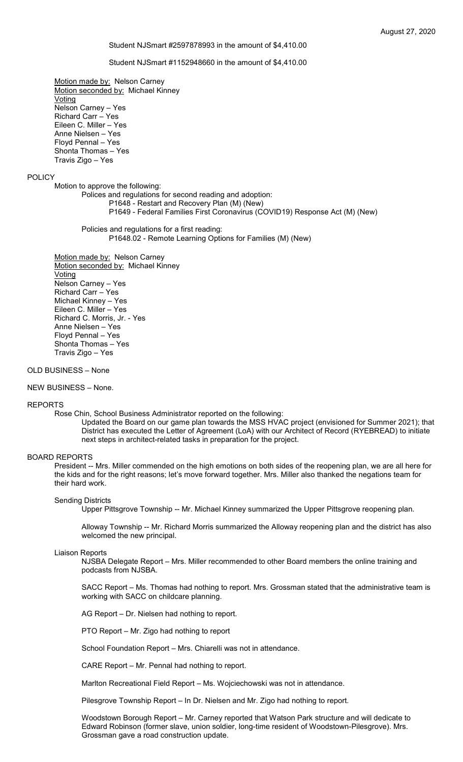Student NJSmart #2597878993 in the amount of $4,410.00

Student NJSmart #1152948660 in the amount of $4,410.00

Motion made by: Nelson Carney
Motion seconded by: Michael Kinney
Voting
Nelson Carney – Yes
Richard Carr – Yes
Eileen C. Miller – Yes
Anne Nielsen – Yes
Floyd Pennal – Yes
Shonta Thomas – Yes
Travis Zigo – Yes

POLICY

Motion to approve the following:

Polices and regulations for second reading and adoption:
P1648 - Restart and Recovery Plan (M) (New)
P1649 - Federal Families First Coronavirus (COVID19) Response Act (M) (New)

Policies and regulations for a first reading:
P1648.02 - Remote Learning Options for Families (M) (New)

Motion made by: Nelson Carney
Motion seconded by: Michael Kinney
Voting
Nelson Carney – Yes
Richard Carr – Yes
Michael Kinney – Yes
Eileen C. Miller – Yes
Richard C. Morris, Jr. - Yes
Anne Nielsen – Yes
Floyd Pennal – Yes
Shonta Thomas – Yes
Travis Zigo – Yes

OLD BUSINESS – None

NEW BUSINESS – None.

REPORTS

Rose Chin, School Business Administrator reported on the following:

Updated the Board on our game plan towards the MSS HVAC project (envisioned for Summer 2021); that District has executed the Letter of Agreement (LoA) with our Architect of Record (RYEBREAD) to initiate next steps in architect-related tasks in preparation for the project.

BOARD REPORTS

President -- Mrs. Miller commended on the high emotions on both sides of the reopening plan, we are all here for the kids and for the right reasons; let's move forward together. Mrs. Miller also thanked the negations team for their hard work.

Sending Districts

Upper Pittsgrove Township -- Mr. Michael Kinney summarized the Upper Pittsgrove reopening plan.

Alloway Township -- Mr. Richard Morris summarized the Alloway reopening plan and the district has also welcomed the new principal.

Liaison Reports

NJSBA Delegate Report – Mrs. Miller recommended to other Board members the online training and podcasts from NJSBA.

SACC Report – Ms. Thomas had nothing to report. Mrs. Grossman stated that the administrative team is working with SACC on childcare planning.

AG Report – Dr. Nielsen had nothing to report.

PTO Report – Mr. Zigo had nothing to report

School Foundation Report – Mrs. Chiarelli was not in attendance.

CARE Report – Mr. Pennal had nothing to report.

Marlton Recreational Field Report – Ms. Wojciechowski was not in attendance.

Pilesgrove Township Report – In Dr. Nielsen and Mr. Zigo had nothing to report.

Woodstown Borough Report – Mr. Carney reported that Watson Park structure and will dedicate to Edward Robinson (former slave, union soldier, long-time resident of Woodstown-Pilesgrove). Mrs. Grossman gave a road construction update.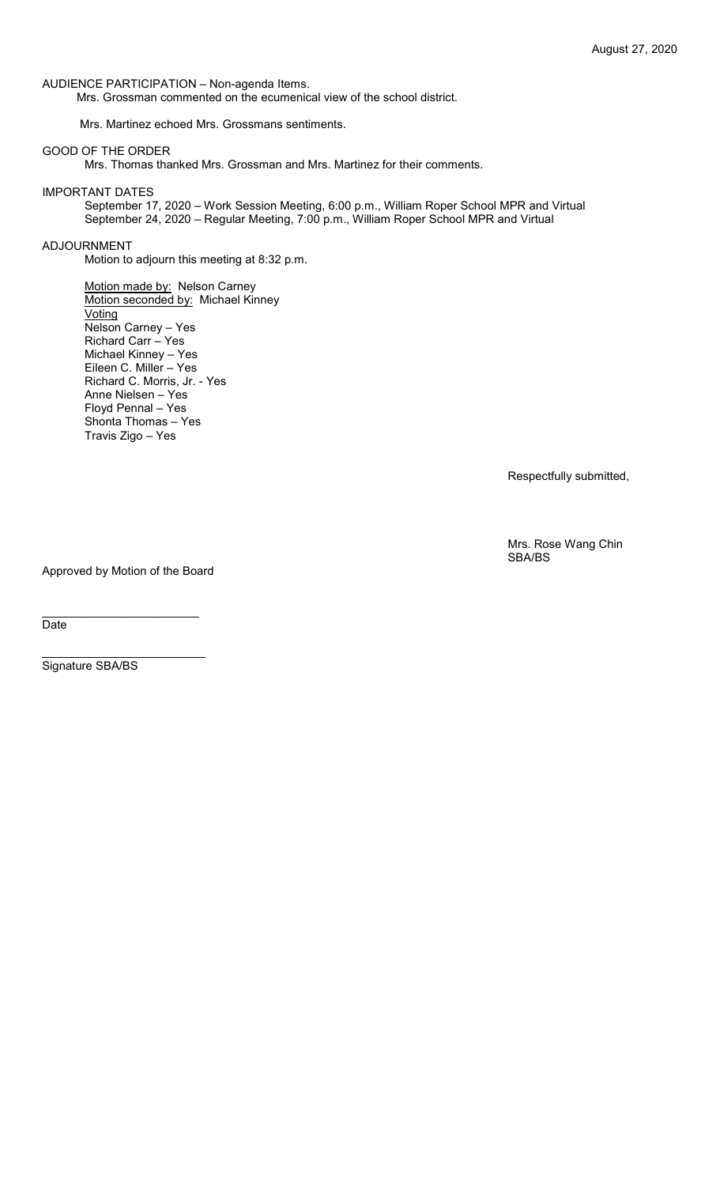August 27, 2020

AUDIENCE PARTICIPATION – Non-agenda Items.

Mrs. Grossman commented on the ecumenical view of the school district.

Mrs. Martinez echoed Mrs. Grossmans sentiments.

GOOD OF THE ORDER

Mrs. Thomas thanked Mrs. Grossman and Mrs. Martinez for their comments.

IMPORTANT DATES

September 17, 2020 – Work Session Meeting, 6:00 p.m., William Roper School MPR and Virtual
September 24, 2020 – Regular Meeting, 7:00 p.m., William Roper School MPR and Virtual

ADJOURNMENT

Motion to adjourn this meeting at 8:32 p.m.

Motion made by: Nelson Carney
Motion seconded by: Michael Kinney
Voting
Nelson Carney – Yes
Richard Carr – Yes
Michael Kinney – Yes
Eileen C. Miller – Yes
Richard C. Morris, Jr. - Yes
Anne Nielsen – Yes
Floyd Pennal – Yes
Shonta Thomas – Yes
Travis Zigo – Yes

Respectfully submitted,

Mrs. Rose Wang Chin
SBA/BS

Approved by Motion of the Board

Date

Signature SBA/BS